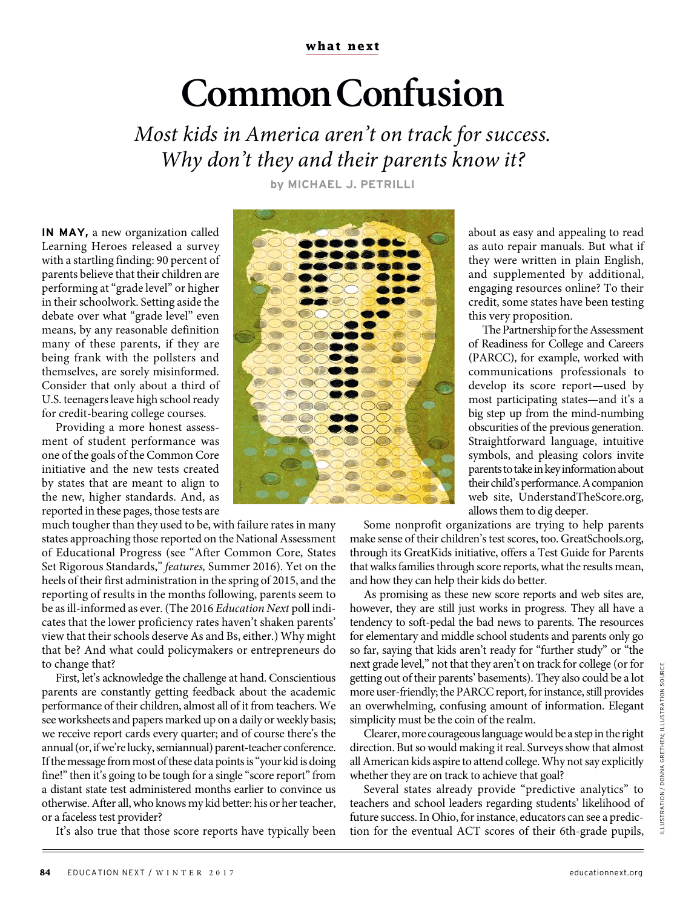**what next**

# Common Confusion

*Most kids in America aren't on track for success. Why don't they and their parents know it?*

**by MICHAEL J. PETRILLI**

**IN MAY,** a new organization called Learning Heroes released a survey with a startling finding: 90 percent of parents believe that their children are performing at "grade level" or higher in their schoolwork. Setting aside the debate over what "grade level" even means, by any reasonable definition many of these parents, if they are being frank with the pollsters and themselves, are sorely misinformed. Consider that only about a third of U.S. teenagers leave high school ready for credit-bearing college courses.

Providing a more honest assessment of student performance was one of the goals of the Common Core initiative and the new tests created by states that are meant to align to the new, higher standards. And, as reported in these pages, those tests are much tougher than they used to be, with failure rates in many states approaching those reported on the National Assessment of Educational Progress (see "After Common Core, States Set Rigorous Standards," *features,* Summer 2016). Yet on the heels of their first administration in the spring of 2015, and the reporting of results in the months following, parents seem to be as ill-informed as ever. (The 2016 *Education Next* poll indicates that the lower proficiency rates haven't shaken parents' view that their schools deserve As and Bs, either.) Why might that be? And what could policymakers or entrepreneurs do to change that?

First, let's acknowledge the challenge at hand. Conscientious parents are constantly getting feedback about the academic performance of their children, almost all of it from teachers. We see worksheets and papers marked up on a daily or weekly basis; we receive report cards every quarter; and of course there's the annual (or, if we're lucky, semiannual) parent-teacher conference. If the message from most of these data points is "your kid is doing fine!" then it's going to be tough for a single "score report" from a distant state test administered months earlier to convince us otherwise. After all, who knows my kid better: his or her teacher, or a faceless test provider?

It's also true that those score reports have typically been about as easy and appealing to read as auto repair manuals. But what if they were written in plain English, and supplemented by additional, engaging resources online? To their credit, some states have been testing this very proposition.

The Partnership for the Assessment of Readiness for College and Careers (PARCC), for example, worked with communications professionals to develop its score report—used by most participating states—and it's a big step up from the mind-numbing obscurities of the previous generation. Straightforward language, intuitive symbols, and pleasing colors invite parents to take in key information about their child's performance. A companion web site, UnderstandTheScore.org, allows them to dig deeper.

Some nonprofit organizations are trying to help parents make sense of their children's test scores, too. GreatSchools.org, through its GreatKids initiative, offers a Test Guide for Parents that walks families through score reports, what the results mean, and how they can help their kids do better.

As promising as these new score reports and web sites are, however, they are still just works in progress. They all have a tendency to soft-pedal the bad news to parents. The resources for elementary and middle school students and parents only go so far, saying that kids aren't ready for "further study" or "the next grade level," not that they aren't on track for college (or for getting out of their parents' basements). They also could be a lot more user-friendly; the PARCC report, for instance, still provides an overwhelming, confusing amount of information. Elegant simplicity must be the coin of the realm.

Clearer, more courageous language would be a step in the right direction. But so would making it real. Surveys show that almost all American kids aspire to attend college. Why not say explicitly whether they are on track to achieve that goal?

Several states already provide "predictive analytics" to teachers and school leaders regarding students' likelihood of future success. In Ohio, for instance, educators can see a prediction for the eventual ACT scores of their 6th-grade pupils,

ILLUSTRATION / DONNA GRETHEN; ILLUSTRATION SOURCE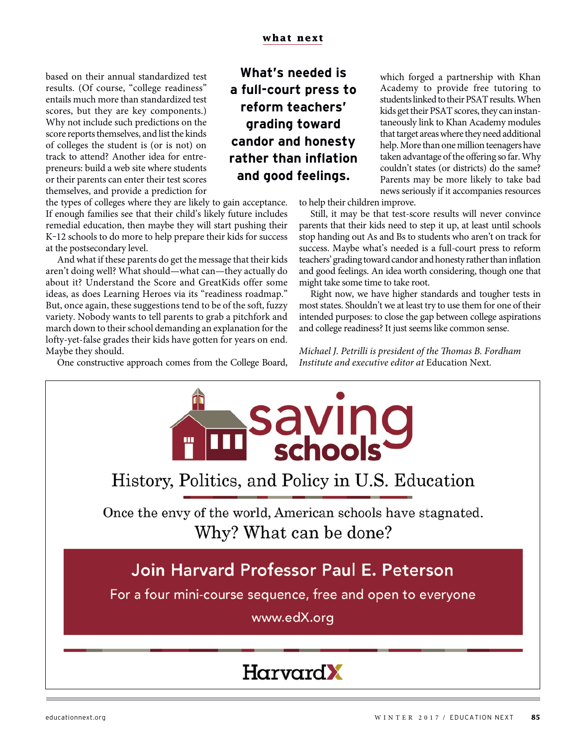based on their annual standardized test results. (Of course, "college readiness" entails much more than standardized test scores, but they are key components.) Why not include such predictions on the score reports themselves, and list the kinds of colleges the student is (or is not) on track to attend? Another idea for entrepreneurs: build a web site where students or their parents can enter their test scores themselves, and provide a prediction for the types of colleges where they are likely to gain acceptance. If enough families see that their child's likely future includes remedial education, then maybe they will start pushing their K–12 schools to do more to help prepare their kids for success at the postsecondary level.

And what if these parents do get the message that their kids aren't doing well? What should—what can—they actually do about it? Understand the Score and GreatKids offer some ideas, as does Learning Heroes via its "readiness roadmap." But, once again, these suggestions tend to be of the soft, fuzzy variety. Nobody wants to tell parents to grab a pitchfork and march down to their school demanding an explanation for the lofty-yet-false grades their kids have gotten for years on end. Maybe they should.

One constructive approach comes from the College Board, which forged a partnership with Khan Academy to provide free tutoring to students linked to their PSAT results. When kids get their PSAT scores, they can instantaneously link to Khan Academy modules that target areas where they need additional help. More than one million teenagers have taken advantage of the offering so far. Why couldn't states (or districts) do the same? Parents may be more likely to take bad news seriously if it accompanies resources to help their children improve.

**What's needed is a full-court press to reform teachers' grading toward candor and honesty rather than inflation and good feelings.**

Still, it may be that test-score results will never convince parents that their kids need to step it up, at least until schools stop handing out As and Bs to students who aren't on track for success. Maybe what's needed is a full-court press to reform teachers' grading toward candor and honesty rather than inflation and good feelings. An idea worth considering, though one that might take some time to take root.

Right now, we have higher standards and tougher tests in most states. Shouldn't we at least try to use them for one of their intended purposes: to close the gap between college aspirations and college readiness? It just seems like common sense.

*Michael J. Petrilli is president of the Thomas B. Fordham Institute and executive editor at* Education Next.

saving schools

History, Politics, and Policy in U.S. Education

Once the envy of the world, American schools have stagnated.
Why? What can be done?

Join Harvard Professor Paul E. Peterson

For a four mini-course sequence, free and open to everyone

www.edX.org

HarvardX